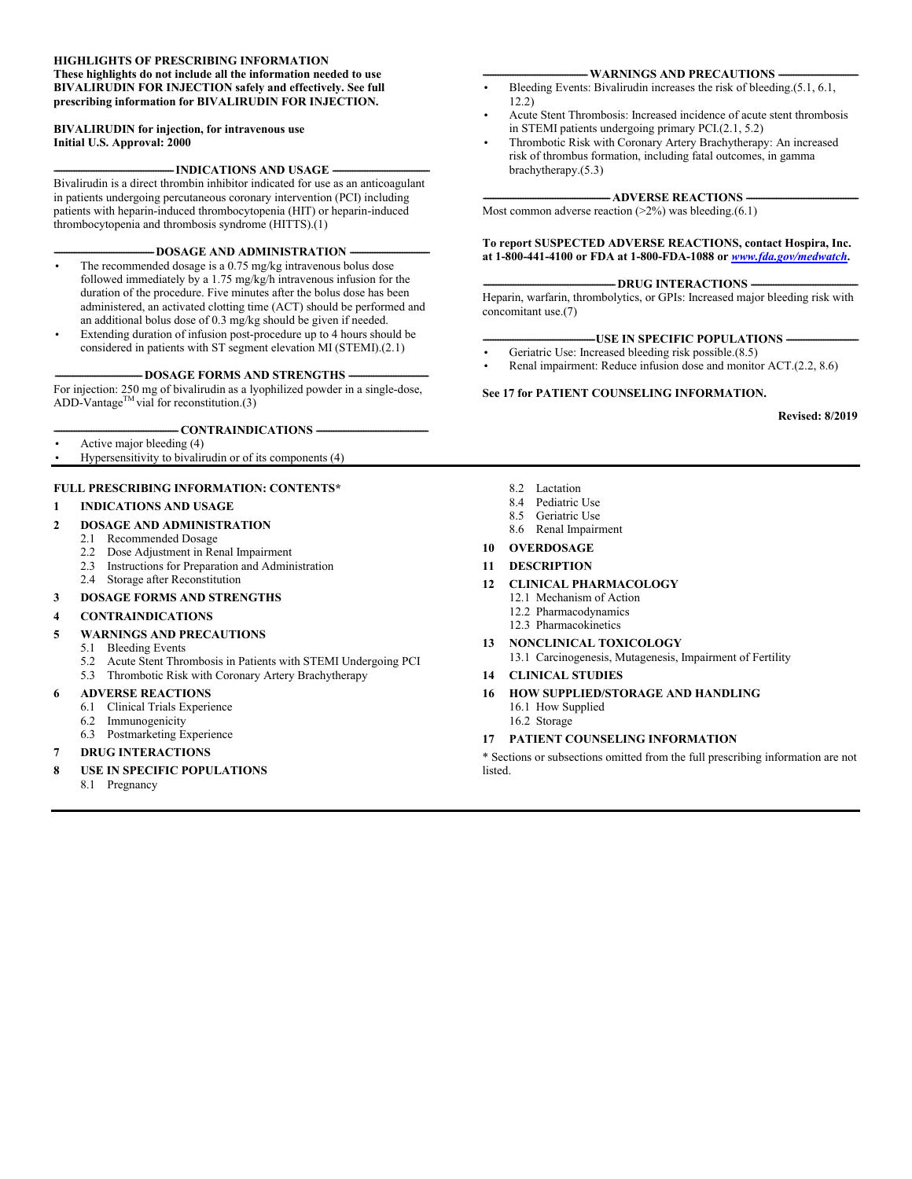**HIGHLIGHTS OF PRESCRIBING INFORMATION**
**These highlights do not include all the information needed to use BIVALIRUDIN FOR INJECTION safely and effectively. See full prescribing information for BIVALIRUDIN FOR INJECTION.**

**BIVALIRUDIN for injection, for intravenous use**
**Initial U.S. Approval: 2000**

## INDICATIONS AND USAGE

Bivalirudin is a direct thrombin inhibitor indicated for use as an anticoagulant in patients undergoing percutaneous coronary intervention (PCI) including patients with heparin-induced thrombocytopenia (HIT) or heparin-induced thrombocytopenia and thrombosis syndrome (HITTS).(1)

## DOSAGE AND ADMINISTRATION

- The recommended dosage is a 0.75 mg/kg intravenous bolus dose followed immediately by a 1.75 mg/kg/h intravenous infusion for the duration of the procedure. Five minutes after the bolus dose has been administered, an activated clotting time (ACT) should be performed and an additional bolus dose of 0.3 mg/kg should be given if needed.
- Extending duration of infusion post-procedure up to 4 hours should be considered in patients with ST segment elevation MI (STEMI).(2.1)

## DOSAGE FORMS AND STRENGTHS

For injection: 250 mg of bivalirudin as a lyophilized powder in a single-dose, ADD-Vantage™ vial for reconstitution.(3)

## CONTRAINDICATIONS

- Active major bleeding (4)
- Hypersensitivity to bivalirudin or of its components (4)

## WARNINGS AND PRECAUTIONS

- Bleeding Events: Bivalirudin increases the risk of bleeding.(5.1, 6.1, 12.2)
- Acute Stent Thrombosis: Increased incidence of acute stent thrombosis in STEMI patients undergoing primary PCI.(2.1, 5.2)
- Thrombotic Risk with Coronary Artery Brachytherapy: An increased risk of thrombus formation, including fatal outcomes, in gamma brachytherapy.(5.3)

## ADVERSE REACTIONS

Most common adverse reaction (>2%) was bleeding.(6.1)

**To report SUSPECTED ADVERSE REACTIONS, contact Hospira, Inc. at 1-800-441-4100 or FDA at 1-800-FDA-1088 or *www.fda.gov/medwatch*.**

## DRUG INTERACTIONS

Heparin, warfarin, thrombolytics, or GPIs: Increased major bleeding risk with concomitant use.(7)

## USE IN SPECIFIC POPULATIONS

- Geriatric Use: Increased bleeding risk possible.(8.5)
- Renal impairment: Reduce infusion dose and monitor ACT.(2.2, 8.6)

**See 17 for PATIENT COUNSELING INFORMATION.**

**Revised: 8/2019**

## FULL PRESCRIBING INFORMATION: CONTENTS*

**1 INDICATIONS AND USAGE**

**2 DOSAGE AND ADMINISTRATION**
- 2.1 Recommended Dosage
- 2.2 Dose Adjustment in Renal Impairment
- 2.3 Instructions for Preparation and Administration
- 2.4 Storage after Reconstitution

**3 DOSAGE FORMS AND STRENGTHS**

**4 CONTRAINDICATIONS**

**5 WARNINGS AND PRECAUTIONS**
- 5.1 Bleeding Events
- 5.2 Acute Stent Thrombosis in Patients with STEMI Undergoing PCI
- 5.3 Thrombotic Risk with Coronary Artery Brachytherapy

**6 ADVERSE REACTIONS**
- 6.1 Clinical Trials Experience
- 6.2 Immunogenicity
- 6.3 Postmarketing Experience

**7 DRUG INTERACTIONS**

**8 USE IN SPECIFIC POPULATIONS**
- 8.1 Pregnancy
- 8.2 Lactation
- 8.4 Pediatric Use
- 8.5 Geriatric Use
- 8.6 Renal Impairment

**10 OVERDOSAGE**

**11 DESCRIPTION**

**12 CLINICAL PHARMACOLOGY**
- 12.1 Mechanism of Action
- 12.2 Pharmacodynamics
- 12.3 Pharmacokinetics

**13 NONCLINICAL TOXICOLOGY**
- 13.1 Carcinogenesis, Mutagenesis, Impairment of Fertility

**14 CLINICAL STUDIES**

**16 HOW SUPPLIED/STORAGE AND HANDLING**
- 16.1 How Supplied
- 16.2 Storage

**17 PATIENT COUNSELING INFORMATION**

\* Sections or subsections omitted from the full prescribing information are not listed.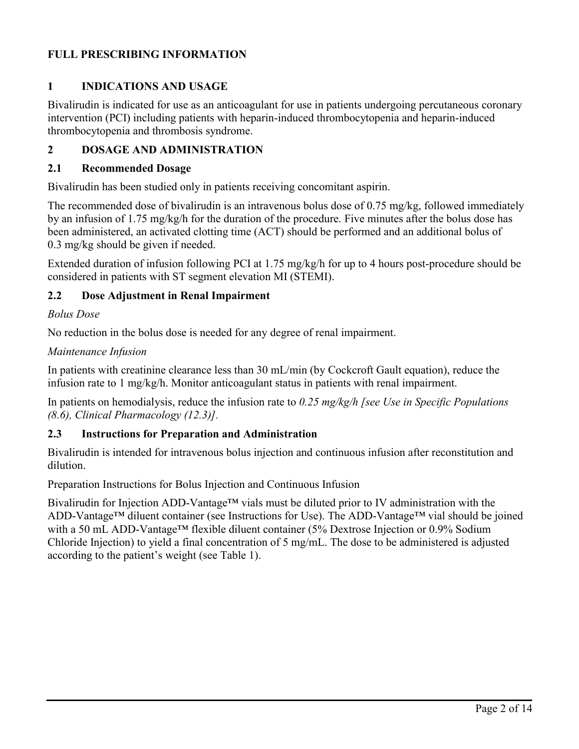# FULL PRESCRIBING INFORMATION

## 1 INDICATIONS AND USAGE

Bivalirudin is indicated for use as an anticoagulant for use in patients undergoing percutaneous coronary intervention (PCI) including patients with heparin-induced thrombocytopenia and heparin-induced thrombocytopenia and thrombosis syndrome.

## 2 DOSAGE AND ADMINISTRATION

### 2.1 Recommended Dosage

Bivalirudin has been studied only in patients receiving concomitant aspirin.

The recommended dose of bivalirudin is an intravenous bolus dose of 0.75 mg/kg, followed immediately by an infusion of 1.75 mg/kg/h for the duration of the procedure. Five minutes after the bolus dose has been administered, an activated clotting time (ACT) should be performed and an additional bolus of 0.3 mg/kg should be given if needed.

Extended duration of infusion following PCI at 1.75 mg/kg/h for up to 4 hours post-procedure should be considered in patients with ST segment elevation MI (STEMI).

### 2.2 Dose Adjustment in Renal Impairment

*Bolus Dose*

No reduction in the bolus dose is needed for any degree of renal impairment.

*Maintenance Infusion*

In patients with creatinine clearance less than 30 mL/min (by Cockcroft Gault equation), reduce the infusion rate to 1 mg/kg/h. Monitor anticoagulant status in patients with renal impairment.

In patients on hemodialysis, reduce the infusion rate to *0.25 mg/kg/h [see Use in Specific Populations (8.6), Clinical Pharmacology (12.3)].*

### 2.3 Instructions for Preparation and Administration

Bivalirudin is intended for intravenous bolus injection and continuous infusion after reconstitution and dilution.

Preparation Instructions for Bolus Injection and Continuous Infusion

Bivalirudin for Injection ADD-Vantage™ vials must be diluted prior to IV administration with the ADD-Vantage™ diluent container (see Instructions for Use). The ADD-Vantage™ vial should be joined with a 50 mL ADD-Vantage™ flexible diluent container (5% Dextrose Injection or 0.9% Sodium Chloride Injection) to yield a final concentration of 5 mg/mL. The dose to be administered is adjusted according to the patient's weight (see Table 1).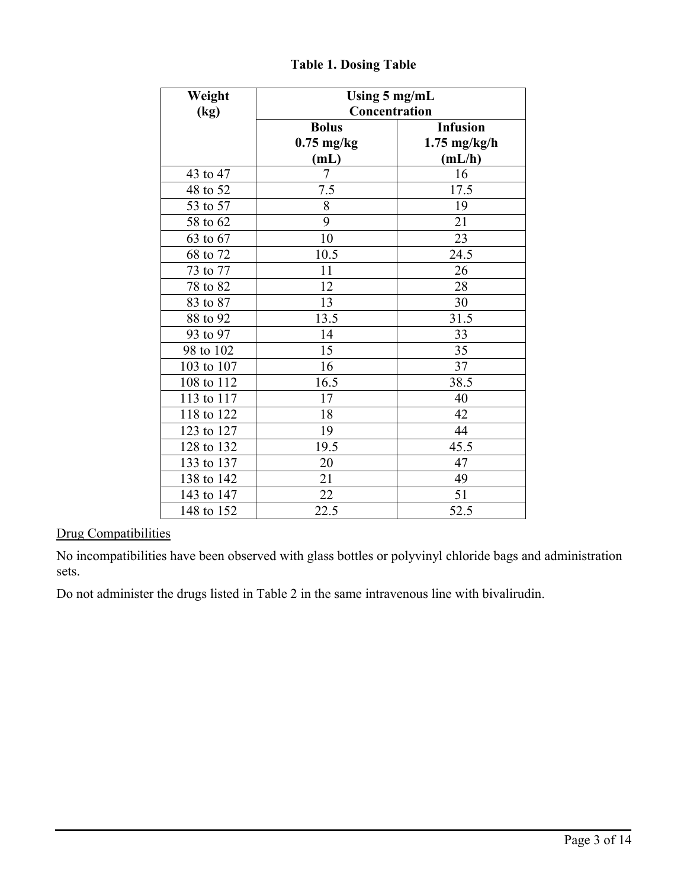**Table 1. Dosing Table**

| Weight (kg) | Using 5 mg/mL Concentration | |
|---|---|---|
| | Bolus 0.75 mg/kg (mL) | Infusion 1.75 mg/kg/h (mL/h) |
| 43 to 47 | 7 | 16 |
| 48 to 52 | 7.5 | 17.5 |
| 53 to 57 | 8 | 19 |
| 58 to 62 | 9 | 21 |
| 63 to 67 | 10 | 23 |
| 68 to 72 | 10.5 | 24.5 |
| 73 to 77 | 11 | 26 |
| 78 to 82 | 12 | 28 |
| 83 to 87 | 13 | 30 |
| 88 to 92 | 13.5 | 31.5 |
| 93 to 97 | 14 | 33 |
| 98 to 102 | 15 | 35 |
| 103 to 107 | 16 | 37 |
| 108 to 112 | 16.5 | 38.5 |
| 113 to 117 | 17 | 40 |
| 118 to 122 | 18 | 42 |
| 123 to 127 | 19 | 44 |
| 128 to 132 | 19.5 | 45.5 |
| 133 to 137 | 20 | 47 |
| 138 to 142 | 21 | 49 |
| 143 to 147 | 22 | 51 |
| 148 to 152 | 22.5 | 52.5 |

Drug Compatibilities

No incompatibilities have been observed with glass bottles or polyvinyl chloride bags and administration sets.

Do not administer the drugs listed in Table 2 in the same intravenous line with bivalirudin.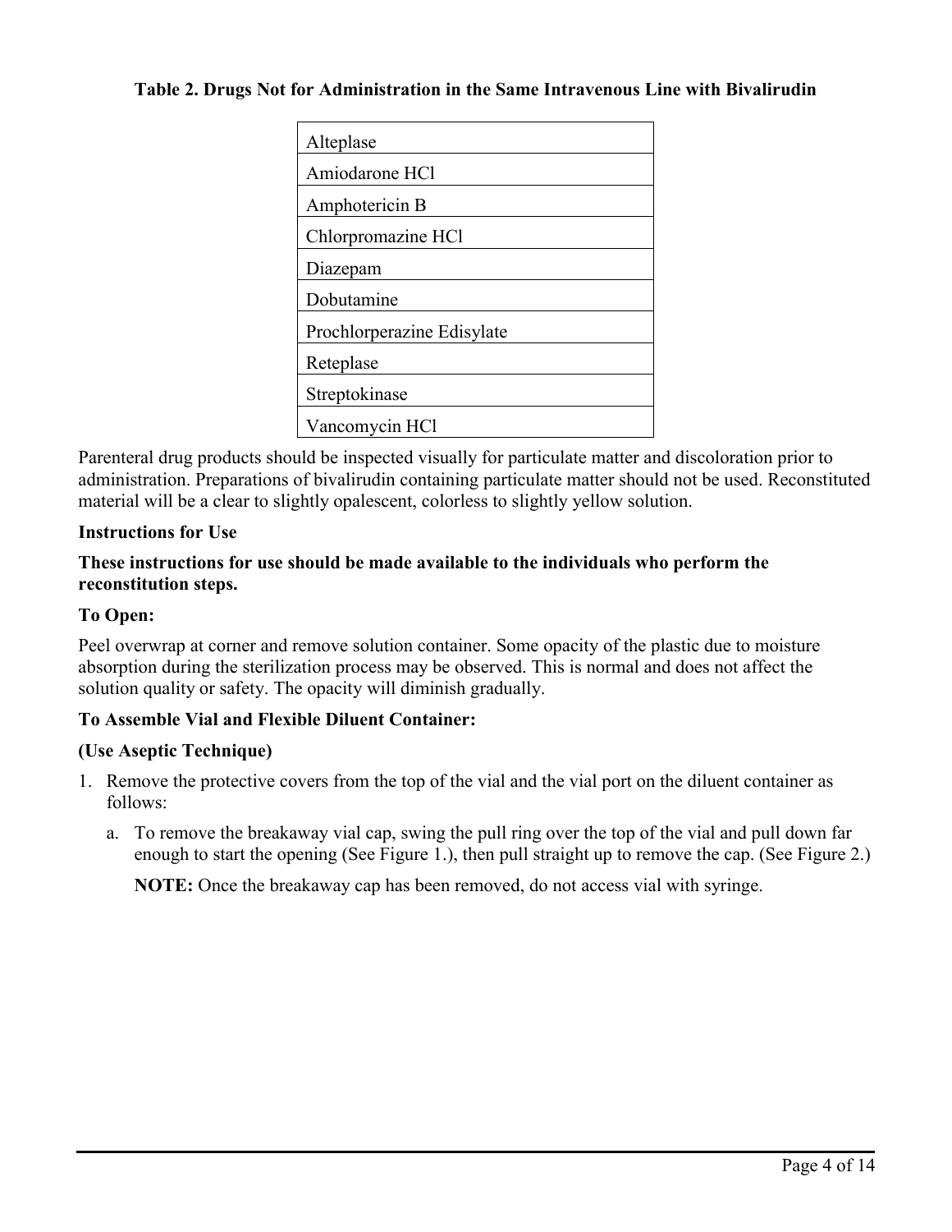**Table 2. Drugs Not for Administration in the Same Intravenous Line with Bivalirudin**

| Drug |
| --- |
| Alteplase |
| Amiodarone HCl |
| Amphotericin B |
| Chlorpromazine HCl |
| Diazepam |
| Dobutamine |
| Prochlorperazine Edisylate |
| Reteplase |
| Streptokinase |
| Vancomycin HCl |

Parenteral drug products should be inspected visually for particulate matter and discoloration prior to administration. Preparations of bivalirudin containing particulate matter should not be used. Reconstituted material will be a clear to slightly opalescent, colorless to slightly yellow solution.

**Instructions for Use**

**These instructions for use should be made available to the individuals who perform the reconstitution steps.**

**To Open:**

Peel overwrap at corner and remove solution container. Some opacity of the plastic due to moisture absorption during the sterilization process may be observed. This is normal and does not affect the solution quality or safety. The opacity will diminish gradually.

**To Assemble Vial and Flexible Diluent Container:**

**(Use Aseptic Technique)**

1. Remove the protective covers from the top of the vial and the vial port on the diluent container as follows:
   a. To remove the breakaway vial cap, swing the pull ring over the top of the vial and pull down far enough to start the opening (See Figure 1.), then pull straight up to remove the cap. (See Figure 2.)

      **NOTE:** Once the breakaway cap has been removed, do not access vial with syringe.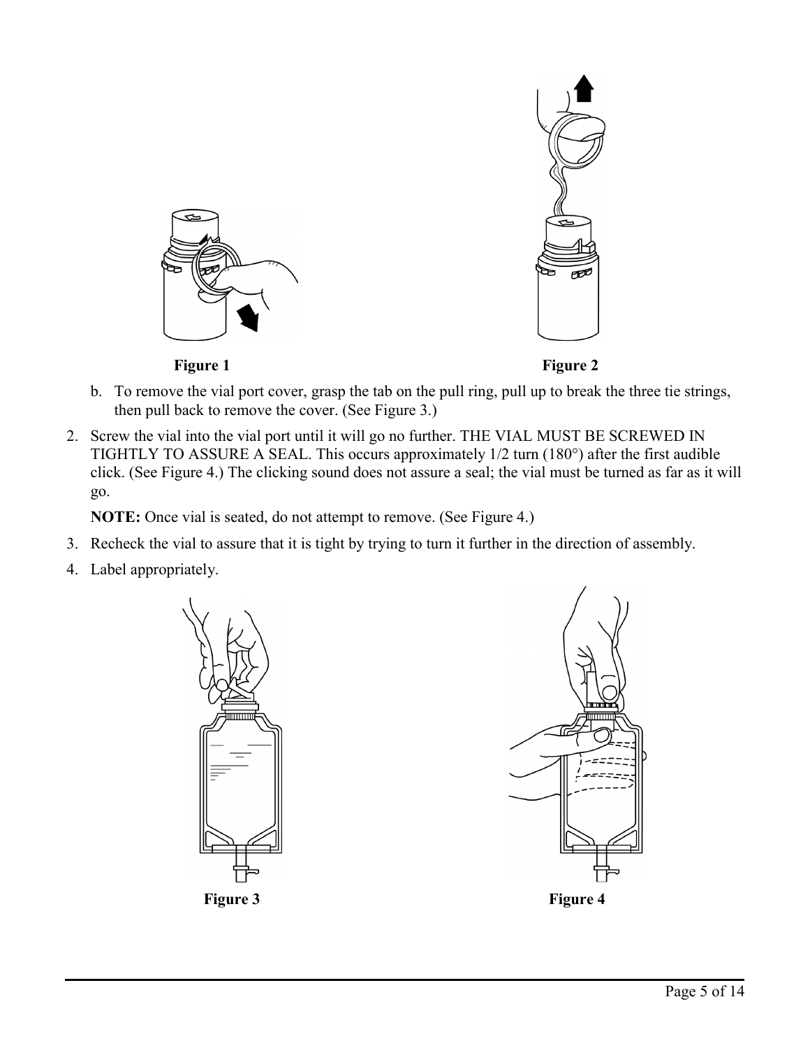Figure 1

Figure 2

b. To remove the vial port cover, grasp the tab on the pull ring, pull up to break the three tie strings, then pull back to remove the cover. (See Figure 3.)

2. Screw the vial into the vial port until it will go no further. THE VIAL MUST BE SCREWED IN TIGHTLY TO ASSURE A SEAL. This occurs approximately 1/2 turn (180°) after the first audible click. (See Figure 4.) The clicking sound does not assure a seal; the vial must be turned as far as it will go.

   **NOTE:** Once vial is seated, do not attempt to remove. (See Figure 4.)

3. Recheck the vial to assure that it is tight by trying to turn it further in the direction of assembly.
4. Label appropriately.

Figure 3

Figure 4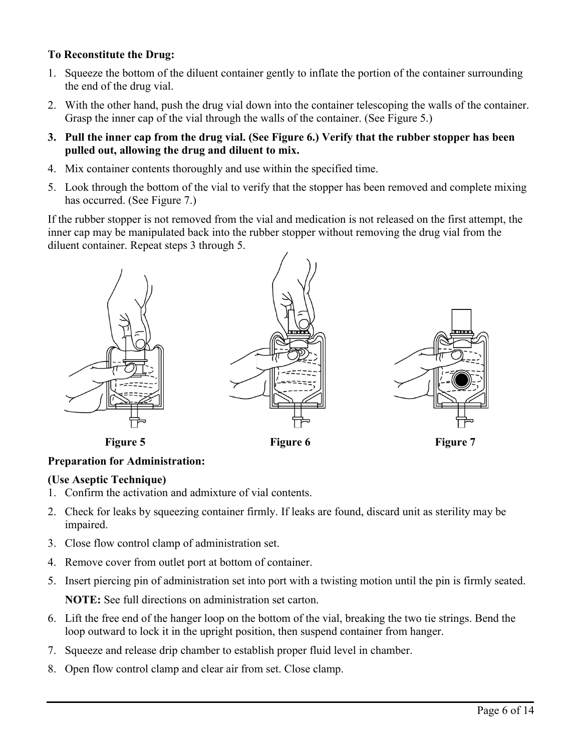**To Reconstitute the Drug:**

1. Squeeze the bottom of the diluent container gently to inflate the portion of the container surrounding the end of the drug vial.
2. With the other hand, push the drug vial down into the container telescoping the walls of the container. Grasp the inner cap of the vial through the walls of the container. (See Figure 5.)
3. **Pull the inner cap from the drug vial. (See Figure 6.) Verify that the rubber stopper has been pulled out, allowing the drug and diluent to mix.**
4. Mix container contents thoroughly and use within the specified time.
5. Look through the bottom of the vial to verify that the stopper has been removed and complete mixing has occurred. (See Figure 7.)

If the rubber stopper is not removed from the vial and medication is not released on the first attempt, the inner cap may be manipulated back into the rubber stopper without removing the drug vial from the diluent container. Repeat steps 3 through 5.

**Figure 5** **Figure 6** **Figure 7**

**Preparation for Administration:**

**(Use Aseptic Technique)**

1. Confirm the activation and admixture of vial contents.
2. Check for leaks by squeezing container firmly. If leaks are found, discard unit as sterility may be impaired.
3. Close flow control clamp of administration set.
4. Remove cover from outlet port at bottom of container.
5. Insert piercing pin of administration set into port with a twisting motion until the pin is firmly seated.

   **NOTE:** See full directions on administration set carton.
6. Lift the free end of the hanger loop on the bottom of the vial, breaking the two tie strings. Bend the loop outward to lock it in the upright position, then suspend container from hanger.
7. Squeeze and release drip chamber to establish proper fluid level in chamber.
8. Open flow control clamp and clear air from set. Close clamp.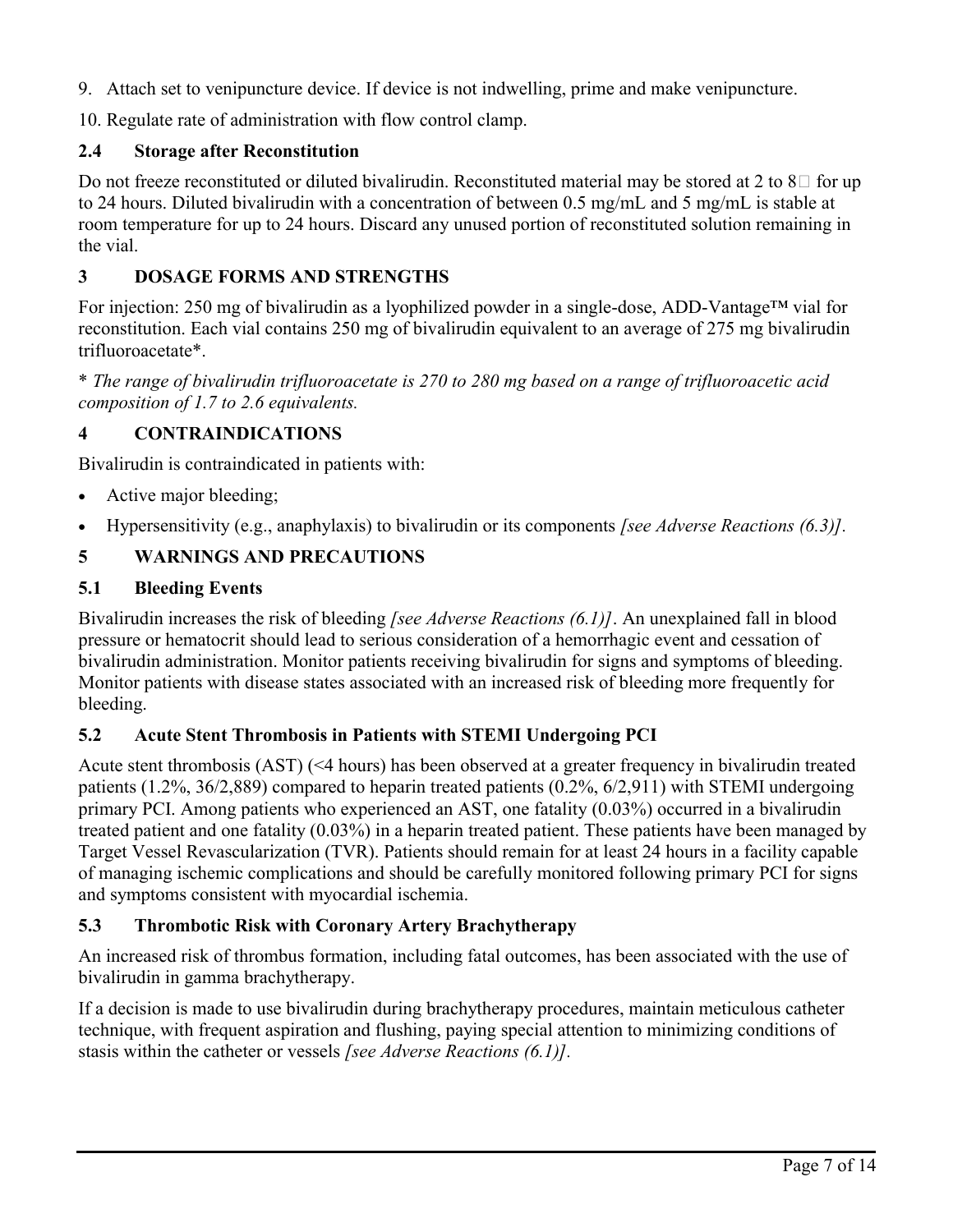9. Attach set to venipuncture device. If device is not indwelling, prime and make venipuncture.

10. Regulate rate of administration with flow control clamp.

### 2.4 Storage after Reconstitution

Do not freeze reconstituted or diluted bivalirudin. Reconstituted material may be stored at 2 to 8 for up to 24 hours. Diluted bivalirudin with a concentration of between 0.5 mg/mL and 5 mg/mL is stable at room temperature for up to 24 hours. Discard any unused portion of reconstituted solution remaining in the vial.

## 3 DOSAGE FORMS AND STRENGTHS

For injection: 250 mg of bivalirudin as a lyophilized powder in a single-dose, ADD-Vantage™ vial for reconstitution. Each vial contains 250 mg of bivalirudin equivalent to an average of 275 mg bivalirudin trifluoroacetate*.

*\* The range of bivalirudin trifluoroacetate is 270 to 280 mg based on a range of trifluoroacetic acid composition of 1.7 to 2.6 equivalents.*

## 4 CONTRAINDICATIONS

Bivalirudin is contraindicated in patients with:

- Active major bleeding;
- Hypersensitivity (e.g., anaphylaxis) to bivalirudin or its components *[see Adverse Reactions (6.3)]*.

## 5 WARNINGS AND PRECAUTIONS

### 5.1 Bleeding Events

Bivalirudin increases the risk of bleeding *[see Adverse Reactions (6.1)]*. An unexplained fall in blood pressure or hematocrit should lead to serious consideration of a hemorrhagic event and cessation of bivalirudin administration. Monitor patients receiving bivalirudin for signs and symptoms of bleeding. Monitor patients with disease states associated with an increased risk of bleeding more frequently for bleeding.

### 5.2 Acute Stent Thrombosis in Patients with STEMI Undergoing PCI

Acute stent thrombosis (AST) (<4 hours) has been observed at a greater frequency in bivalirudin treated patients (1.2%, 36/2,889) compared to heparin treated patients (0.2%, 6/2,911) with STEMI undergoing primary PCI. Among patients who experienced an AST, one fatality (0.03%) occurred in a bivalirudin treated patient and one fatality (0.03%) in a heparin treated patient. These patients have been managed by Target Vessel Revascularization (TVR). Patients should remain for at least 24 hours in a facility capable of managing ischemic complications and should be carefully monitored following primary PCI for signs and symptoms consistent with myocardial ischemia.

### 5.3 Thrombotic Risk with Coronary Artery Brachytherapy

An increased risk of thrombus formation, including fatal outcomes, has been associated with the use of bivalirudin in gamma brachytherapy.

If a decision is made to use bivalirudin during brachytherapy procedures, maintain meticulous catheter technique, with frequent aspiration and flushing, paying special attention to minimizing conditions of stasis within the catheter or vessels *[see Adverse Reactions (6.1)]*.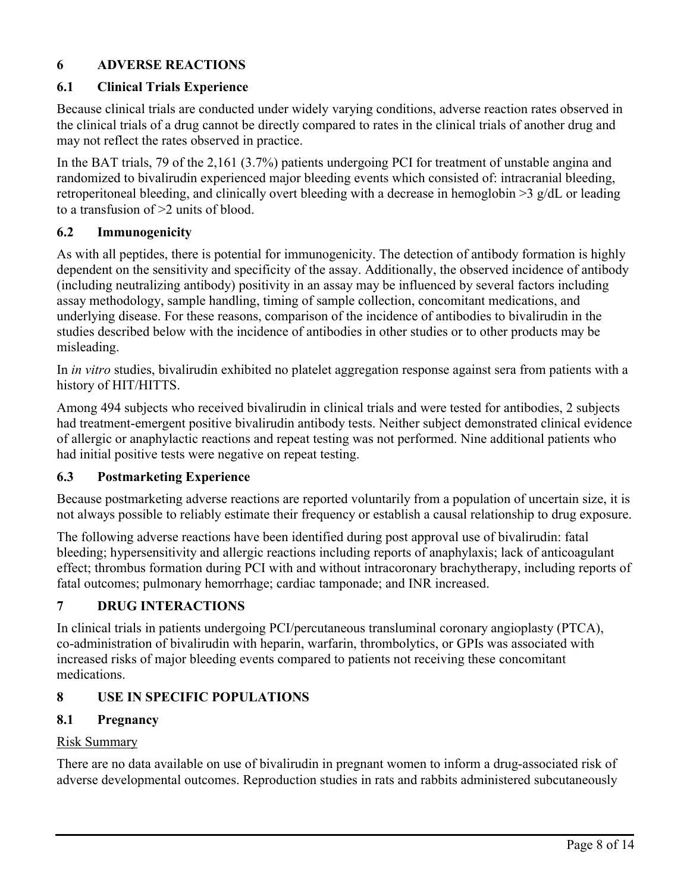# 6 ADVERSE REACTIONS

## 6.1 Clinical Trials Experience

Because clinical trials are conducted under widely varying conditions, adverse reaction rates observed in the clinical trials of a drug cannot be directly compared to rates in the clinical trials of another drug and may not reflect the rates observed in practice.

In the BAT trials, 79 of the 2,161 (3.7%) patients undergoing PCI for treatment of unstable angina and randomized to bivalirudin experienced major bleeding events which consisted of: intracranial bleeding, retroperitoneal bleeding, and clinically overt bleeding with a decrease in hemoglobin >3 g/dL or leading to a transfusion of >2 units of blood.

## 6.2 Immunogenicity

As with all peptides, there is potential for immunogenicity. The detection of antibody formation is highly dependent on the sensitivity and specificity of the assay. Additionally, the observed incidence of antibody (including neutralizing antibody) positivity in an assay may be influenced by several factors including assay methodology, sample handling, timing of sample collection, concomitant medications, and underlying disease. For these reasons, comparison of the incidence of antibodies to bivalirudin in the studies described below with the incidence of antibodies in other studies or to other products may be misleading.

In *in vitro* studies, bivalirudin exhibited no platelet aggregation response against sera from patients with a history of HIT/HITTS.

Among 494 subjects who received bivalirudin in clinical trials and were tested for antibodies, 2 subjects had treatment-emergent positive bivalirudin antibody tests. Neither subject demonstrated clinical evidence of allergic or anaphylactic reactions and repeat testing was not performed. Nine additional patients who had initial positive tests were negative on repeat testing.

## 6.3 Postmarketing Experience

Because postmarketing adverse reactions are reported voluntarily from a population of uncertain size, it is not always possible to reliably estimate their frequency or establish a causal relationship to drug exposure.

The following adverse reactions have been identified during post approval use of bivalirudin: fatal bleeding; hypersensitivity and allergic reactions including reports of anaphylaxis; lack of anticoagulant effect; thrombus formation during PCI with and without intracoronary brachytherapy, including reports of fatal outcomes; pulmonary hemorrhage; cardiac tamponade; and INR increased.

# 7 DRUG INTERACTIONS

In clinical trials in patients undergoing PCI/percutaneous transluminal coronary angioplasty (PTCA), co-administration of bivalirudin with heparin, warfarin, thrombolytics, or GPIs was associated with increased risks of major bleeding events compared to patients not receiving these concomitant medications.

# 8 USE IN SPECIFIC POPULATIONS

## 8.1 Pregnancy

Risk Summary

There are no data available on use of bivalirudin in pregnant women to inform a drug-associated risk of adverse developmental outcomes. Reproduction studies in rats and rabbits administered subcutaneously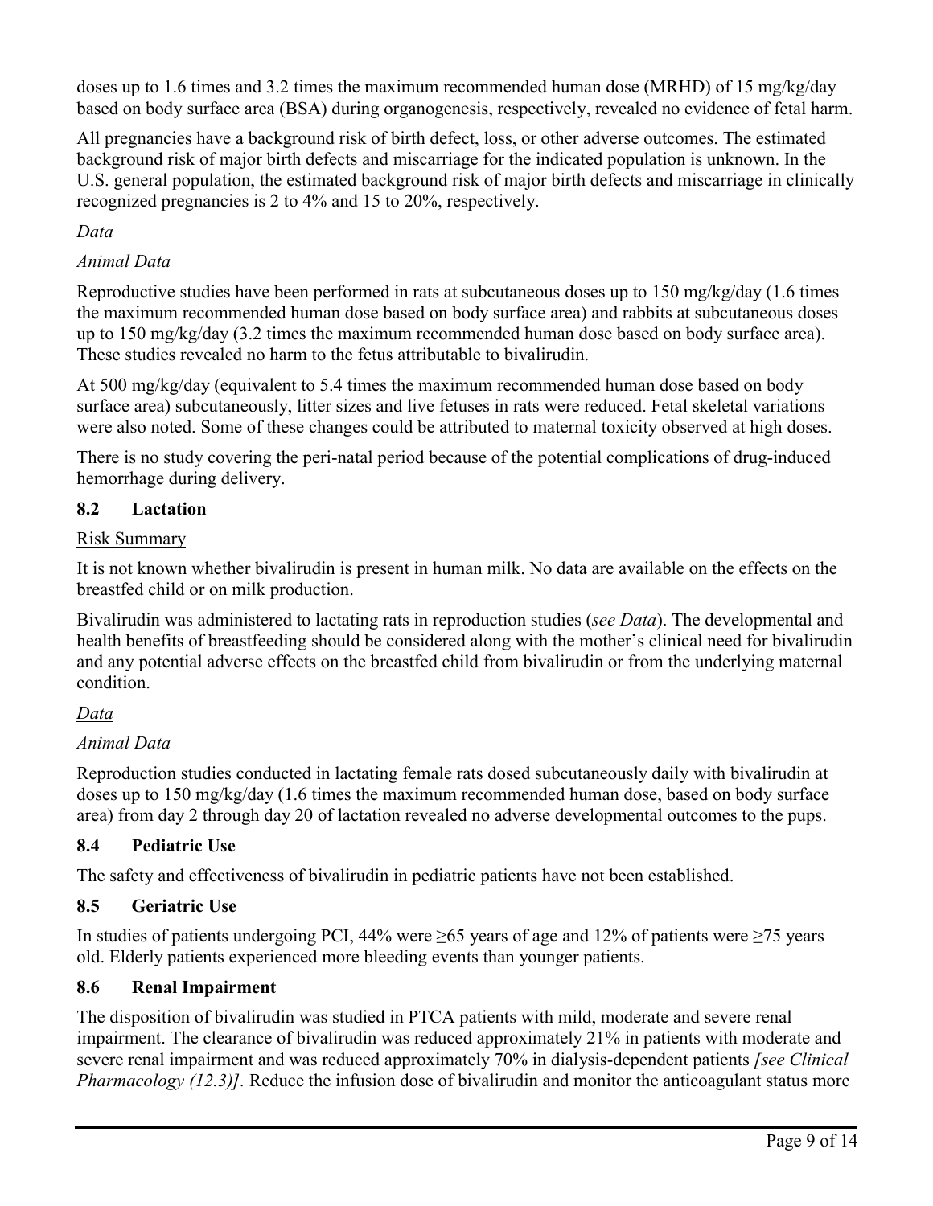doses up to 1.6 times and 3.2 times the maximum recommended human dose (MRHD) of 15 mg/kg/day based on body surface area (BSA) during organogenesis, respectively, revealed no evidence of fetal harm.

All pregnancies have a background risk of birth defect, loss, or other adverse outcomes. The estimated background risk of major birth defects and miscarriage for the indicated population is unknown. In the U.S. general population, the estimated background risk of major birth defects and miscarriage in clinically recognized pregnancies is 2 to 4% and 15 to 20%, respectively.

*Data*

*Animal Data*

Reproductive studies have been performed in rats at subcutaneous doses up to 150 mg/kg/day (1.6 times the maximum recommended human dose based on body surface area) and rabbits at subcutaneous doses up to 150 mg/kg/day (3.2 times the maximum recommended human dose based on body surface area). These studies revealed no harm to the fetus attributable to bivalirudin.

At 500 mg/kg/day (equivalent to 5.4 times the maximum recommended human dose based on body surface area) subcutaneously, litter sizes and live fetuses in rats were reduced. Fetal skeletal variations were also noted. Some of these changes could be attributed to maternal toxicity observed at high doses.

There is no study covering the peri-natal period because of the potential complications of drug-induced hemorrhage during delivery.

### 8.2 Lactation

Risk Summary

It is not known whether bivalirudin is present in human milk. No data are available on the effects on the breastfed child or on milk production.

Bivalirudin was administered to lactating rats in reproduction studies (*see Data*). The developmental and health benefits of breastfeeding should be considered along with the mother's clinical need for bivalirudin and any potential adverse effects on the breastfed child from bivalirudin or from the underlying maternal condition.

*Data*

*Animal Data*

Reproduction studies conducted in lactating female rats dosed subcutaneously daily with bivalirudin at doses up to 150 mg/kg/day (1.6 times the maximum recommended human dose, based on body surface area) from day 2 through day 20 of lactation revealed no adverse developmental outcomes to the pups.

### 8.4 Pediatric Use

The safety and effectiveness of bivalirudin in pediatric patients have not been established.

### 8.5 Geriatric Use

In studies of patients undergoing PCI, 44% were ≥65 years of age and 12% of patients were ≥75 years old. Elderly patients experienced more bleeding events than younger patients.

### 8.6 Renal Impairment

The disposition of bivalirudin was studied in PTCA patients with mild, moderate and severe renal impairment. The clearance of bivalirudin was reduced approximately 21% in patients with moderate and severe renal impairment and was reduced approximately 70% in dialysis-dependent patients *[see Clinical Pharmacology (12.3)].* Reduce the infusion dose of bivalirudin and monitor the anticoagulant status more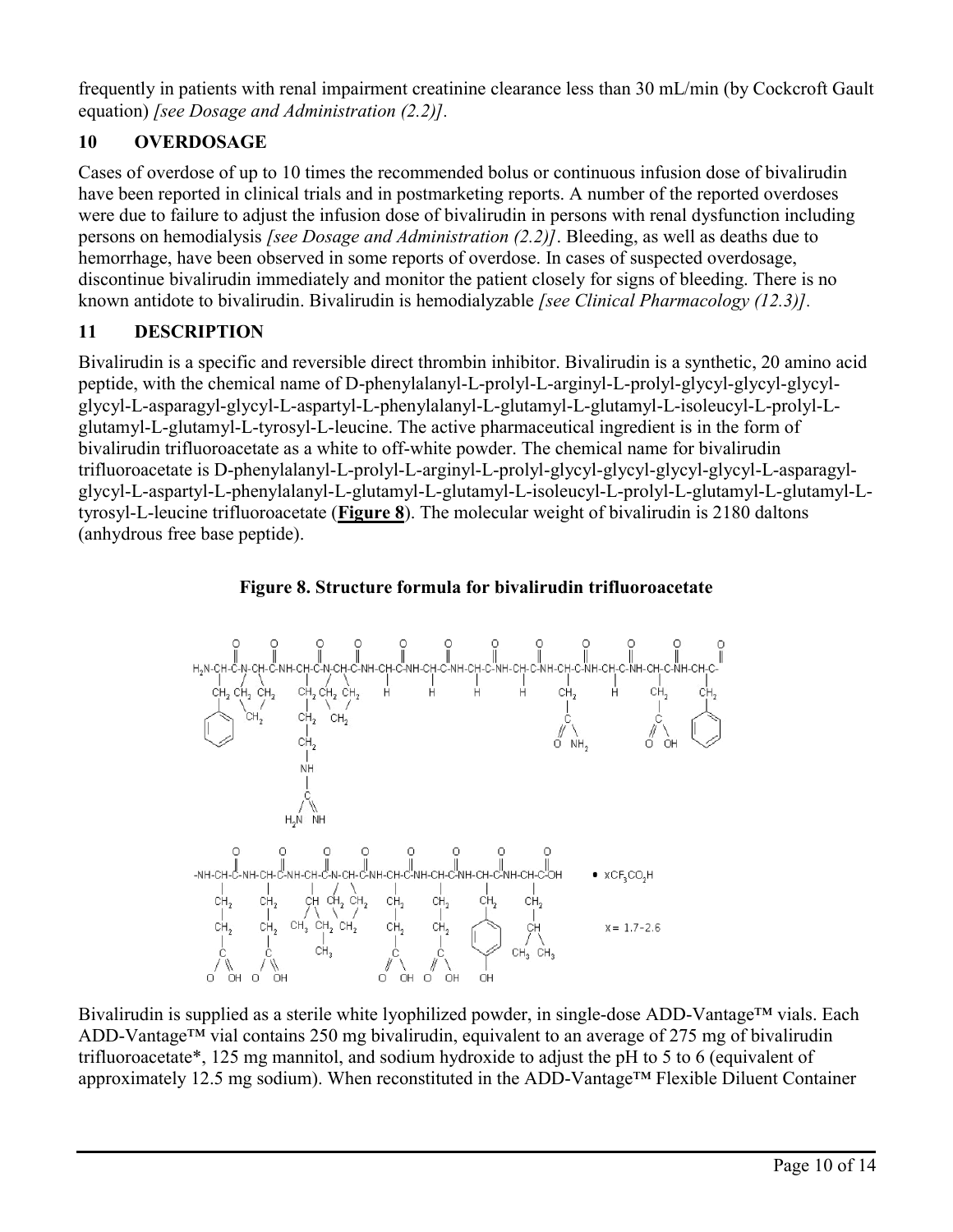frequently in patients with renal impairment creatinine clearance less than 30 mL/min (by Cockcroft Gault equation) *[see Dosage and Administration (2.2)]*.

## 10 OVERDOSAGE

Cases of overdose of up to 10 times the recommended bolus or continuous infusion dose of bivalirudin have been reported in clinical trials and in postmarketing reports. A number of the reported overdoses were due to failure to adjust the infusion dose of bivalirudin in persons with renal dysfunction including persons on hemodialysis *[see Dosage and Administration (2.2)]*. Bleeding, as well as deaths due to hemorrhage, have been observed in some reports of overdose. In cases of suspected overdosage, discontinue bivalirudin immediately and monitor the patient closely for signs of bleeding. There is no known antidote to bivalirudin. Bivalirudin is hemodialyzable *[see Clinical Pharmacology (12.3)]*.

## 11 DESCRIPTION

Bivalirudin is a specific and reversible direct thrombin inhibitor. Bivalirudin is a synthetic, 20 amino acid peptide, with the chemical name of D-phenylalanyl-L-prolyl-L-arginyl-L-prolyl-glycyl-glycyl-glycyl-glycyl-L-asparagyl-glycyl-L-aspartyl-L-phenylalanyl-L-glutamyl-L-glutamyl-L-isoleucyl-L-prolyl-L-glutamyl-L-glutamyl-L-tyrosyl-L-leucine. The active pharmaceutical ingredient is in the form of bivalirudin trifluoroacetate as a white to off-white powder. The chemical name for bivalirudin trifluoroacetate is D-phenylalanyl-L-prolyl-L-arginyl-L-prolyl-glycyl-glycyl-glycyl-glycyl-L-asparagyl-glycyl-L-aspartyl-L-phenylalanyl-L-glutamyl-L-glutamyl-L-isoleucyl-L-prolyl-L-glutamyl-L-glutamyl-L-tyrosyl-L-leucine trifluoroacetate (**Figure 8**). The molecular weight of bivalirudin is 2180 daltons (anhydrous free base peptide).

**Figure 8. Structure formula for bivalirudin trifluoroacetate**

$\cdot\ xCF_3CO_2H$

$x = 1.7\text{-}2.6$

Bivalirudin is supplied as a sterile white lyophilized powder, in single-dose ADD-Vantage™ vials. Each ADD-Vantage™ vial contains 250 mg bivalirudin, equivalent to an average of 275 mg of bivalirudin trifluoroacetate*, 125 mg mannitol, and sodium hydroxide to adjust the pH to 5 to 6 (equivalent of approximately 12.5 mg sodium). When reconstituted in the ADD-Vantage™ Flexible Diluent Container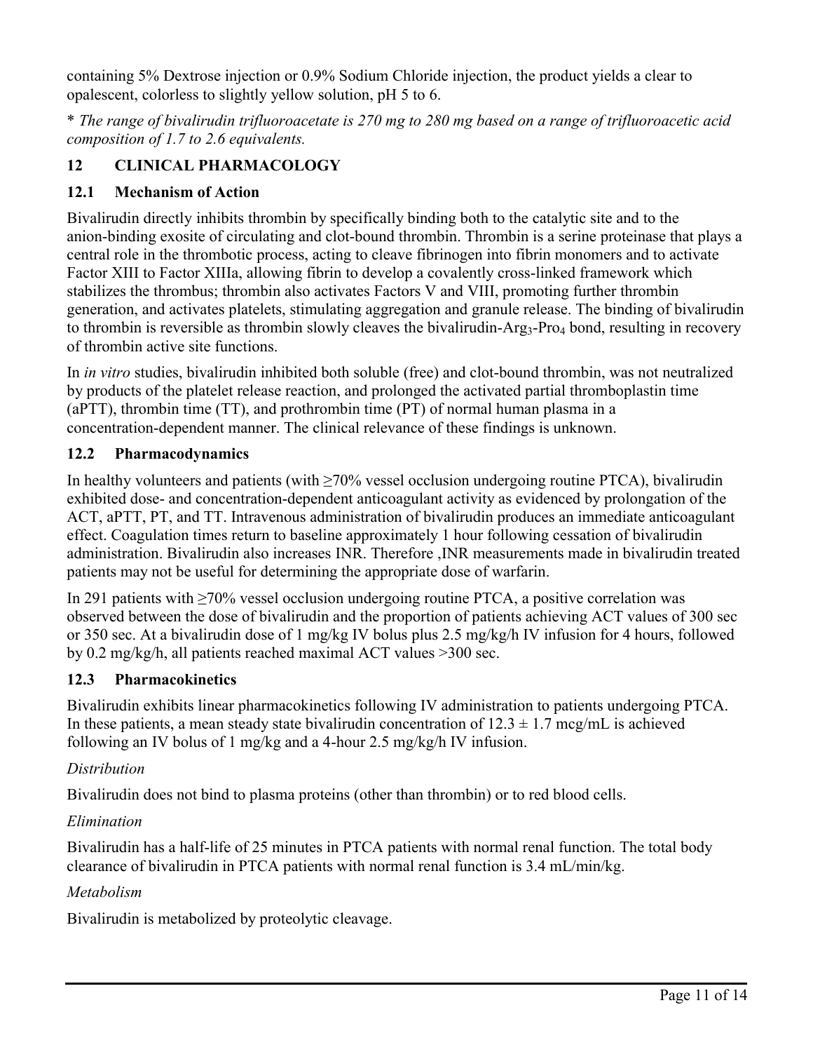containing 5% Dextrose injection or 0.9% Sodium Chloride injection, the product yields a clear to opalescent, colorless to slightly yellow solution, pH 5 to 6.

\* *The range of bivalirudin trifluoroacetate is 270 mg to 280 mg based on a range of trifluoroacetic acid composition of 1.7 to 2.6 equivalents.*

## 12 CLINICAL PHARMACOLOGY

### 12.1 Mechanism of Action

Bivalirudin directly inhibits thrombin by specifically binding both to the catalytic site and to the anion-binding exosite of circulating and clot-bound thrombin. Thrombin is a serine proteinase that plays a central role in the thrombotic process, acting to cleave fibrinogen into fibrin monomers and to activate Factor XIII to Factor XIIIa, allowing fibrin to develop a covalently cross-linked framework which stabilizes the thrombus; thrombin also activates Factors V and VIII, promoting further thrombin generation, and activates platelets, stimulating aggregation and granule release. The binding of bivalirudin to thrombin is reversible as thrombin slowly cleaves the bivalirudin-$Arg_3$-$Pro_4$ bond, resulting in recovery of thrombin active site functions.

In *in vitro* studies, bivalirudin inhibited both soluble (free) and clot-bound thrombin, was not neutralized by products of the platelet release reaction, and prolonged the activated partial thromboplastin time (aPTT), thrombin time (TT), and prothrombin time (PT) of normal human plasma in a concentration-dependent manner. The clinical relevance of these findings is unknown.

### 12.2 Pharmacodynamics

In healthy volunteers and patients (with ≥70% vessel occlusion undergoing routine PTCA), bivalirudin exhibited dose- and concentration-dependent anticoagulant activity as evidenced by prolongation of the ACT, aPTT, PT, and TT. Intravenous administration of bivalirudin produces an immediate anticoagulant effect. Coagulation times return to baseline approximately 1 hour following cessation of bivalirudin administration. Bivalirudin also increases INR. Therefore ,INR measurements made in bivalirudin treated patients may not be useful for determining the appropriate dose of warfarin.

In 291 patients with ≥70% vessel occlusion undergoing routine PTCA, a positive correlation was observed between the dose of bivalirudin and the proportion of patients achieving ACT values of 300 sec or 350 sec. At a bivalirudin dose of 1 mg/kg IV bolus plus 2.5 mg/kg/h IV infusion for 4 hours, followed by 0.2 mg/kg/h, all patients reached maximal ACT values >300 sec.

### 12.3 Pharmacokinetics

Bivalirudin exhibits linear pharmacokinetics following IV administration to patients undergoing PTCA. In these patients, a mean steady state bivalirudin concentration of $12.3 \pm 1.7$ mcg/mL is achieved following an IV bolus of 1 mg/kg and a 4-hour 2.5 mg/kg/h IV infusion.

*Distribution*

Bivalirudin does not bind to plasma proteins (other than thrombin) or to red blood cells.

*Elimination*

Bivalirudin has a half-life of 25 minutes in PTCA patients with normal renal function. The total body clearance of bivalirudin in PTCA patients with normal renal function is 3.4 mL/min/kg.

*Metabolism*

Bivalirudin is metabolized by proteolytic cleavage.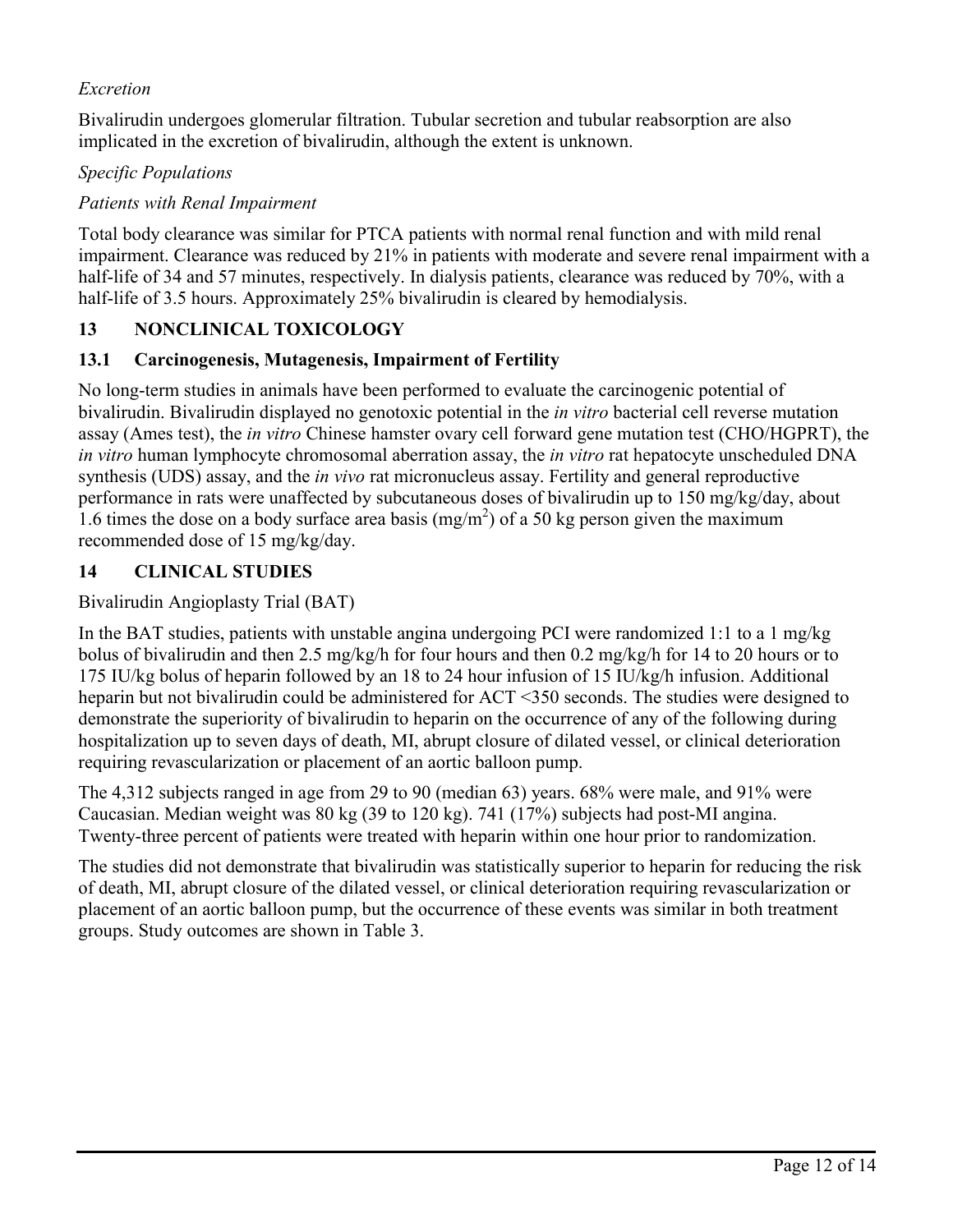*Excretion*

Bivalirudin undergoes glomerular filtration. Tubular secretion and tubular reabsorption are also implicated in the excretion of bivalirudin, although the extent is unknown.

*Specific Populations*

*Patients with Renal Impairment*

Total body clearance was similar for PTCA patients with normal renal function and with mild renal impairment. Clearance was reduced by 21% in patients with moderate and severe renal impairment with a half-life of 34 and 57 minutes, respectively. In dialysis patients, clearance was reduced by 70%, with a half-life of 3.5 hours. Approximately 25% bivalirudin is cleared by hemodialysis.

## 13 NONCLINICAL TOXICOLOGY

### 13.1 Carcinogenesis, Mutagenesis, Impairment of Fertility

No long-term studies in animals have been performed to evaluate the carcinogenic potential of bivalirudin. Bivalirudin displayed no genotoxic potential in the *in vitro* bacterial cell reverse mutation assay (Ames test), the *in vitro* Chinese hamster ovary cell forward gene mutation test (CHO/HGPRT), the *in vitro* human lymphocyte chromosomal aberration assay, the *in vitro* rat hepatocyte unscheduled DNA synthesis (UDS) assay, and the *in vivo* rat micronucleus assay. Fertility and general reproductive performance in rats were unaffected by subcutaneous doses of bivalirudin up to 150 mg/kg/day, about 1.6 times the dose on a body surface area basis ($mg/m^2$) of a 50 kg person given the maximum recommended dose of 15 mg/kg/day.

## 14 CLINICAL STUDIES

Bivalirudin Angioplasty Trial (BAT)

In the BAT studies, patients with unstable angina undergoing PCI were randomized 1:1 to a 1 mg/kg bolus of bivalirudin and then 2.5 mg/kg/h for four hours and then 0.2 mg/kg/h for 14 to 20 hours or to 175 IU/kg bolus of heparin followed by an 18 to 24 hour infusion of 15 IU/kg/h infusion. Additional heparin but not bivalirudin could be administered for ACT <350 seconds. The studies were designed to demonstrate the superiority of bivalirudin to heparin on the occurrence of any of the following during hospitalization up to seven days of death, MI, abrupt closure of dilated vessel, or clinical deterioration requiring revascularization or placement of an aortic balloon pump.

The 4,312 subjects ranged in age from 29 to 90 (median 63) years. 68% were male, and 91% were Caucasian. Median weight was 80 kg (39 to 120 kg). 741 (17%) subjects had post-MI angina. Twenty-three percent of patients were treated with heparin within one hour prior to randomization.

The studies did not demonstrate that bivalirudin was statistically superior to heparin for reducing the risk of death, MI, abrupt closure of the dilated vessel, or clinical deterioration requiring revascularization or placement of an aortic balloon pump, but the occurrence of these events was similar in both treatment groups. Study outcomes are shown in Table 3.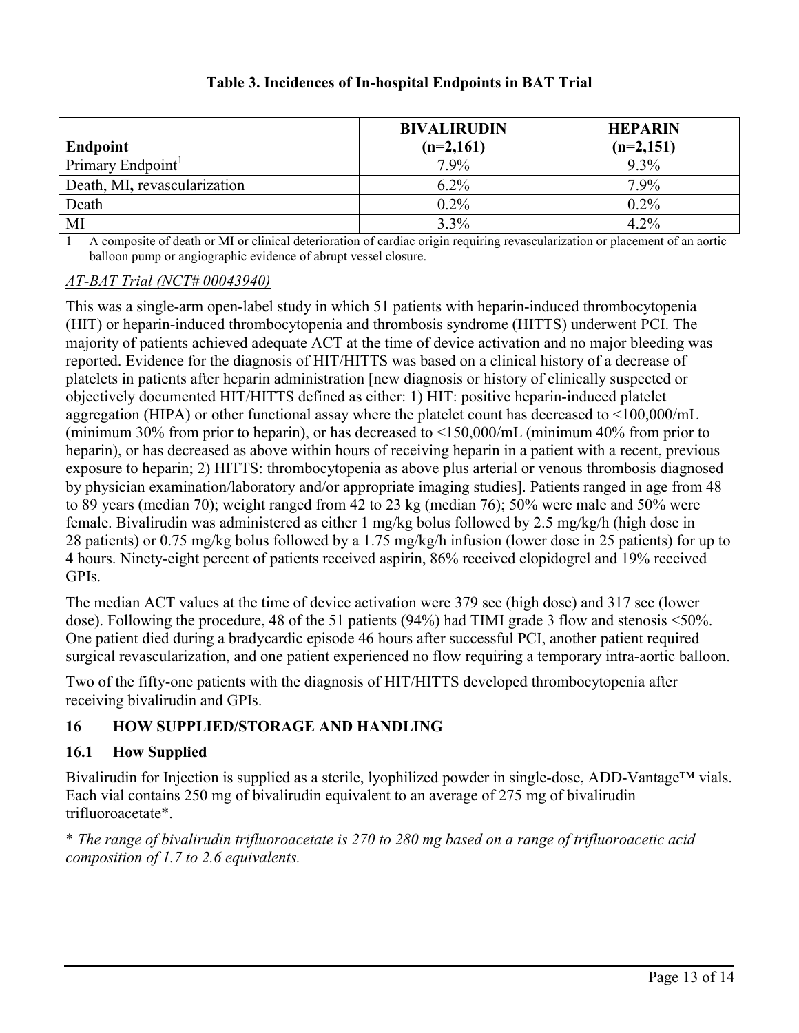**Table 3. Incidences of In-hospital Endpoints in BAT Trial**

| Endpoint | BIVALIRUDIN (n=2,161) | HEPARIN (n=2,151) |
|---|---|---|
| Primary Endpoint[1] | 7.9% | 9.3% |
| Death, MI, revascularization | 6.2% | 7.9% |
| Death | 0.2% | 0.2% |
| MI | 3.3% | 4.2% |

1 A composite of death or MI or clinical deterioration of cardiac origin requiring revascularization or placement of an aortic balloon pump or angiographic evidence of abrupt vessel closure.

*AT-BAT Trial (NCT# 00043940)*

This was a single-arm open-label study in which 51 patients with heparin-induced thrombocytopenia (HIT) or heparin-induced thrombocytopenia and thrombosis syndrome (HITTS) underwent PCI. The majority of patients achieved adequate ACT at the time of device activation and no major bleeding was reported. Evidence for the diagnosis of HIT/HITTS was based on a clinical history of a decrease of platelets in patients after heparin administration [new diagnosis or history of clinically suspected or objectively documented HIT/HITTS defined as either: 1) HIT: positive heparin-induced platelet aggregation (HIPA) or other functional assay where the platelet count has decreased to <100,000/mL (minimum 30% from prior to heparin), or has decreased to <150,000/mL (minimum 40% from prior to heparin), or has decreased as above within hours of receiving heparin in a patient with a recent, previous exposure to heparin; 2) HITTS: thrombocytopenia as above plus arterial or venous thrombosis diagnosed by physician examination/laboratory and/or appropriate imaging studies]. Patients ranged in age from 48 to 89 years (median 70); weight ranged from 42 to 23 kg (median 76); 50% were male and 50% were female. Bivalirudin was administered as either 1 mg/kg bolus followed by 2.5 mg/kg/h (high dose in 28 patients) or 0.75 mg/kg bolus followed by a 1.75 mg/kg/h infusion (lower dose in 25 patients) for up to 4 hours. Ninety-eight percent of patients received aspirin, 86% received clopidogrel and 19% received GPIs.

The median ACT values at the time of device activation were 379 sec (high dose) and 317 sec (lower dose). Following the procedure, 48 of the 51 patients (94%) had TIMI grade 3 flow and stenosis <50%. One patient died during a bradycardic episode 46 hours after successful PCI, another patient required surgical revascularization, and one patient experienced no flow requiring a temporary intra-aortic balloon.

Two of the fifty-one patients with the diagnosis of HIT/HITTS developed thrombocytopenia after receiving bivalirudin and GPIs.

## 16 HOW SUPPLIED/STORAGE AND HANDLING

### 16.1 How Supplied

Bivalirudin for Injection is supplied as a sterile, lyophilized powder in single-dose, ADD-Vantage™ vials. Each vial contains 250 mg of bivalirudin equivalent to an average of 275 mg of bivalirudin trifluoroacetate*.

*\* The range of bivalirudin trifluoroacetate is 270 to 280 mg based on a range of trifluoroacetic acid composition of 1.7 to 2.6 equivalents.*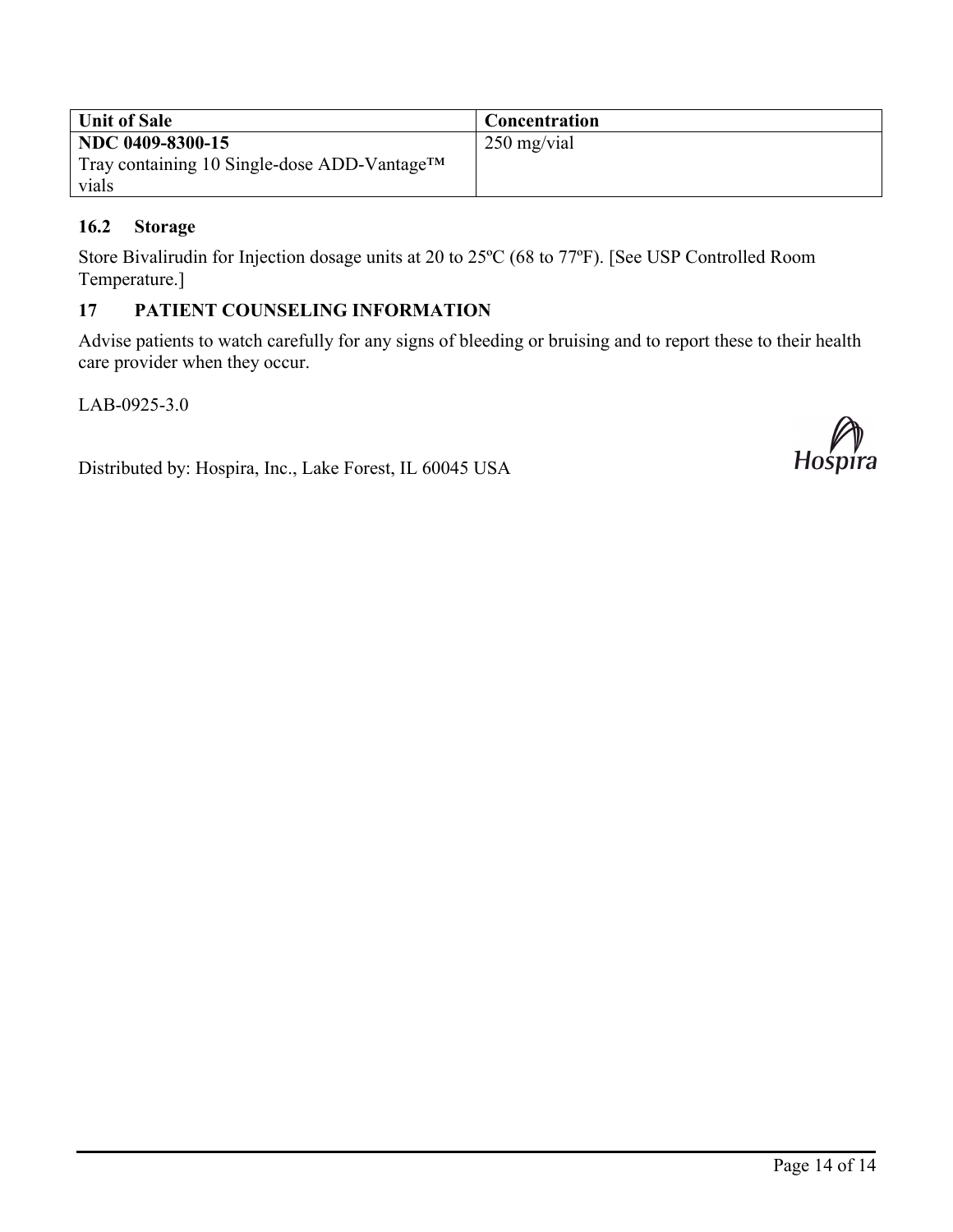| Unit of Sale | Concentration |
| --- | --- |
| **NDC 0409-8300-15**<br>Tray containing 10 Single-dose ADD-Vantage™ vials | 250 mg/vial |

### 16.2 Storage

Store Bivalirudin for Injection dosage units at 20 to 25ºC (68 to 77ºF). [See USP Controlled Room Temperature.]

## 17 PATIENT COUNSELING INFORMATION

Advise patients to watch carefully for any signs of bleeding or bruising and to report these to their health care provider when they occur.

LAB-0925-3.0

Distributed by: Hospira, Inc., Lake Forest, IL 60045 USA

Hospira